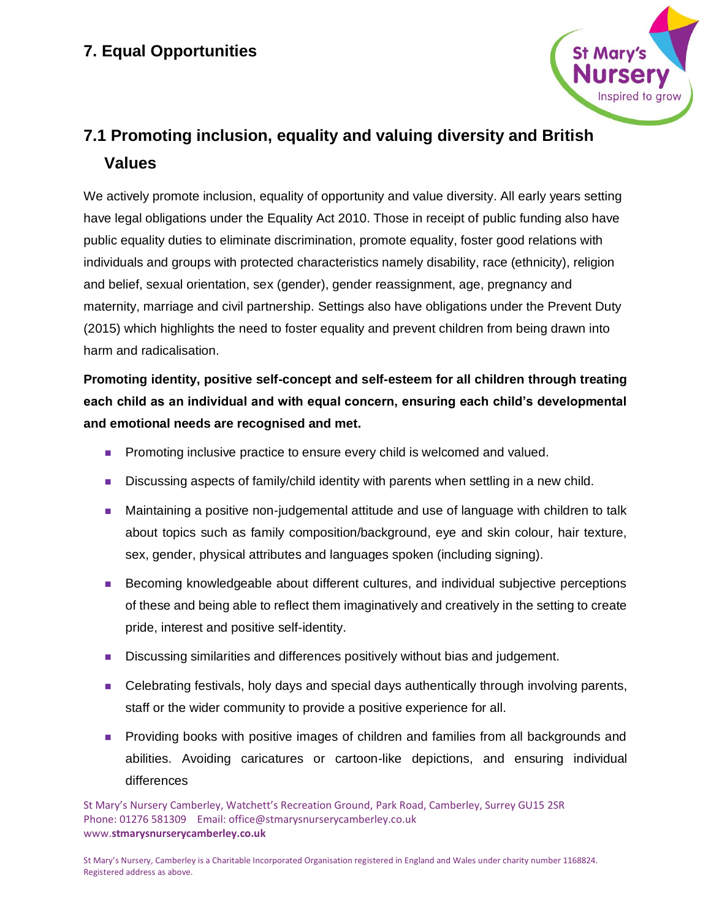## 7. Equal Opportunities

### 7.1 Promoting inclusion, equality and valuing diversity and British Values

We actively promote inclusion, equality of opportunity and value diversity. All early years setting have legal obligations under the Equality Act 2010. Those in receipt of public funding also have public equality duties to eliminate discrimination, promote equality, foster good relations with individuals and groups with protected characteristics namely disability, race (ethnicity), religion and belief, sexual orientation, sex (gender), gender reassignment, age, pregnancy and maternity, marriage and civil partnership. Settings also have obligations under the Prevent Duty (2015) which highlights the need to foster equality and prevent children from being drawn into harm and radicalisation.

**Promoting identity, positive self-concept and self-esteem for all children through treating each child as an individual and with equal concern, ensuring each child's developmental and emotional needs are recognised and met.**

- Promoting inclusive practice to ensure every child is welcomed and valued.
- Discussing aspects of family/child identity with parents when settling in a new child.
- Maintaining a positive non-judgemental attitude and use of language with children to talk about topics such as family composition/background, eye and skin colour, hair texture, sex, gender, physical attributes and languages spoken (including signing).
- Becoming knowledgeable about different cultures, and individual subjective perceptions of these and being able to reflect them imaginatively and creatively in the setting to create pride, interest and positive self-identity.
- Discussing similarities and differences positively without bias and judgement.
- Celebrating festivals, holy days and special days authentically through involving parents, staff or the wider community to provide a positive experience for all.
- Providing books with positive images of children and families from all backgrounds and abilities. Avoiding caricatures or cartoon-like depictions, and ensuring individual differences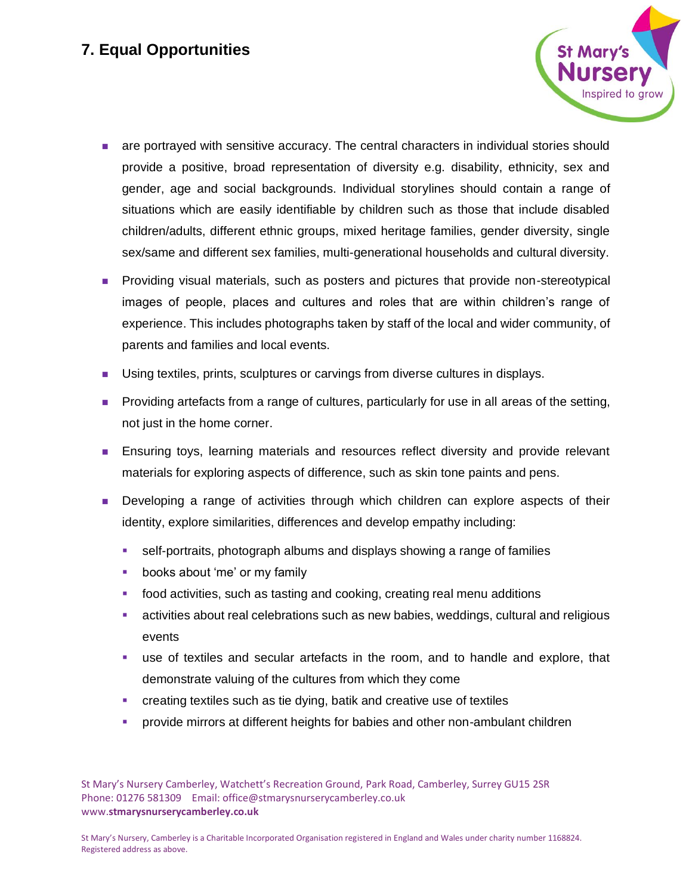## 7. Equal Opportunities

- are portrayed with sensitive accuracy. The central characters in individual stories should provide a positive, broad representation of diversity e.g. disability, ethnicity, sex and gender, age and social backgrounds. Individual storylines should contain a range of situations which are easily identifiable by children such as those that include disabled children/adults, different ethnic groups, mixed heritage families, gender diversity, single sex/same and different sex families, multi-generational households and cultural diversity.
- Providing visual materials, such as posters and pictures that provide non-stereotypical images of people, places and cultures and roles that are within children's range of experience. This includes photographs taken by staff of the local and wider community, of parents and families and local events.
- Using textiles, prints, sculptures or carvings from diverse cultures in displays.
- Providing artefacts from a range of cultures, particularly for use in all areas of the setting, not just in the home corner.
- Ensuring toys, learning materials and resources reflect diversity and provide relevant materials for exploring aspects of difference, such as skin tone paints and pens.
- Developing a range of activities through which children can explore aspects of their identity, explore similarities, differences and develop empathy including:
  - self-portraits, photograph albums and displays showing a range of families
  - books about 'me' or my family
  - food activities, such as tasting and cooking, creating real menu additions
  - activities about real celebrations such as new babies, weddings, cultural and religious events
  - use of textiles and secular artefacts in the room, and to handle and explore, that demonstrate valuing of the cultures from which they come
  - creating textiles such as tie dying, batik and creative use of textiles
  - provide mirrors at different heights for babies and other non-ambulant children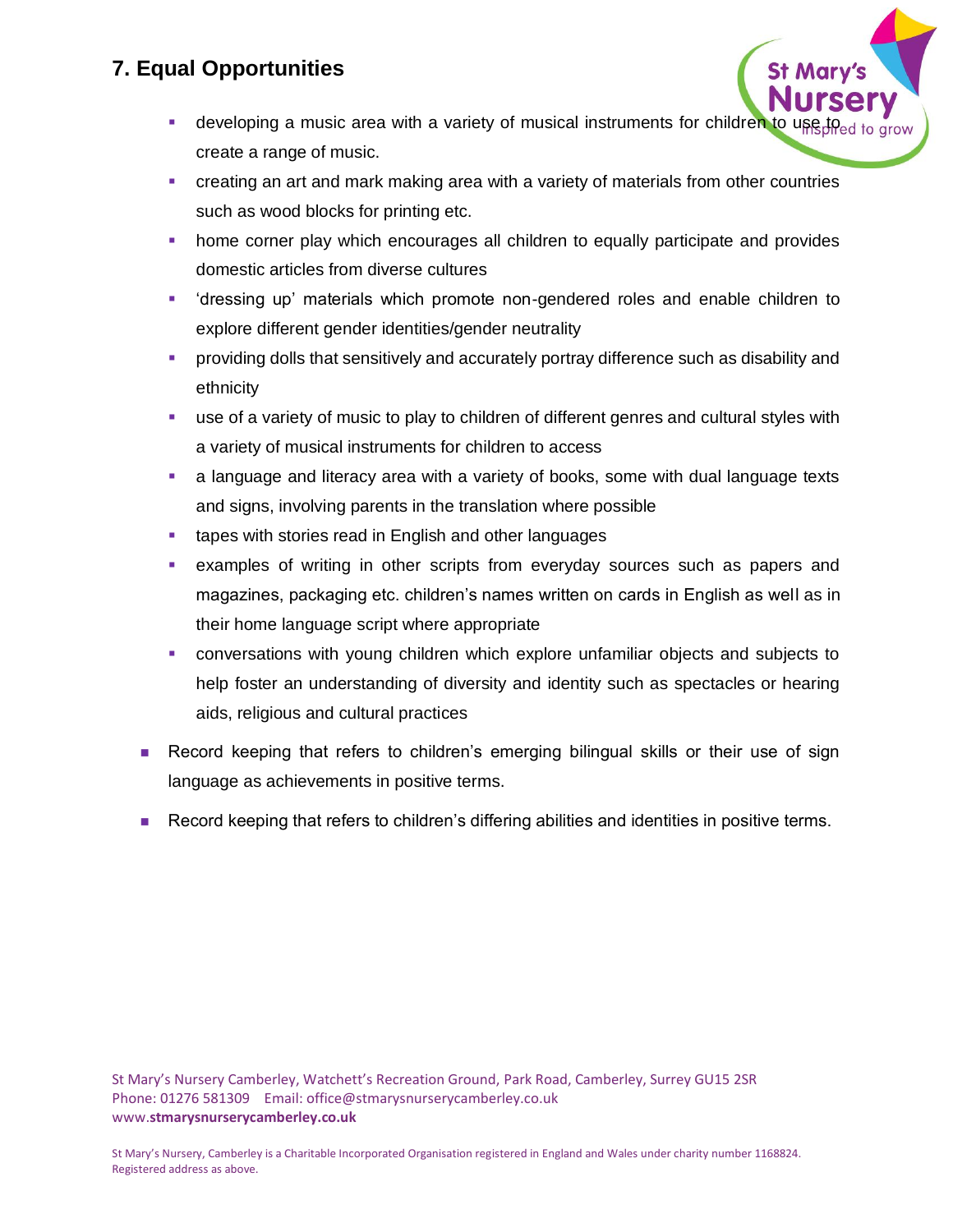## 7. Equal Opportunities

- developing a music area with a variety of musical instruments for children to use to create a range of music.
- creating an art and mark making area with a variety of materials from other countries such as wood blocks for printing etc.
- home corner play which encourages all children to equally participate and provides domestic articles from diverse cultures
- 'dressing up' materials which promote non-gendered roles and enable children to explore different gender identities/gender neutrality
- providing dolls that sensitively and accurately portray difference such as disability and ethnicity
- use of a variety of music to play to children of different genres and cultural styles with a variety of musical instruments for children to access
- a language and literacy area with a variety of books, some with dual language texts and signs, involving parents in the translation where possible
- tapes with stories read in English and other languages
- examples of writing in other scripts from everyday sources such as papers and magazines, packaging etc. children's names written on cards in English as well as in their home language script where appropriate
- conversations with young children which explore unfamiliar objects and subjects to help foster an understanding of diversity and identity such as spectacles or hearing aids, religious and cultural practices

- Record keeping that refers to children's emerging bilingual skills or their use of sign language as achievements in positive terms.
- Record keeping that refers to children's differing abilities and identities in positive terms.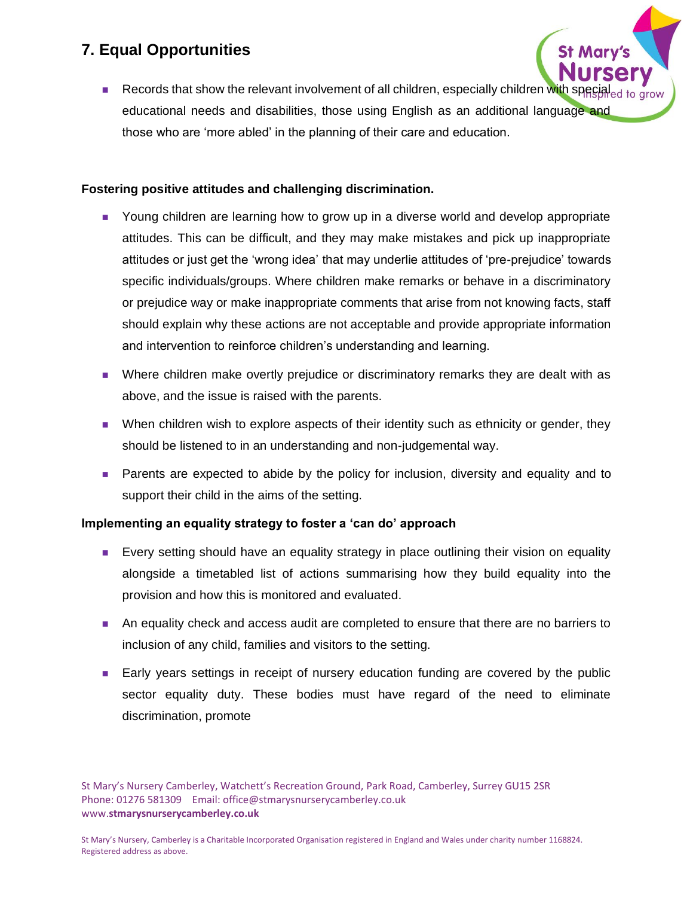## 7. Equal Opportunities

- Records that show the relevant involvement of all children, especially children with special educational needs and disabilities, those using English as an additional language and those who are 'more abled' in the planning of their care and education.

**Fostering positive attitudes and challenging discrimination.**

- Young children are learning how to grow up in a diverse world and develop appropriate attitudes. This can be difficult, and they may make mistakes and pick up inappropriate attitudes or just get the 'wrong idea' that may underlie attitudes of 'pre-prejudice' towards specific individuals/groups. Where children make remarks or behave in a discriminatory or prejudice way or make inappropriate comments that arise from not knowing facts, staff should explain why these actions are not acceptable and provide appropriate information and intervention to reinforce children's understanding and learning.
- Where children make overtly prejudice or discriminatory remarks they are dealt with as above, and the issue is raised with the parents.
- When children wish to explore aspects of their identity such as ethnicity or gender, they should be listened to in an understanding and non-judgemental way.
- Parents are expected to abide by the policy for inclusion, diversity and equality and to support their child in the aims of the setting.

**Implementing an equality strategy to foster a 'can do' approach**

- Every setting should have an equality strategy in place outlining their vision on equality alongside a timetabled list of actions summarising how they build equality into the provision and how this is monitored and evaluated.
- An equality check and access audit are completed to ensure that there are no barriers to inclusion of any child, families and visitors to the setting.
- Early years settings in receipt of nursery education funding are covered by the public sector equality duty. These bodies must have regard of the need to eliminate discrimination, promote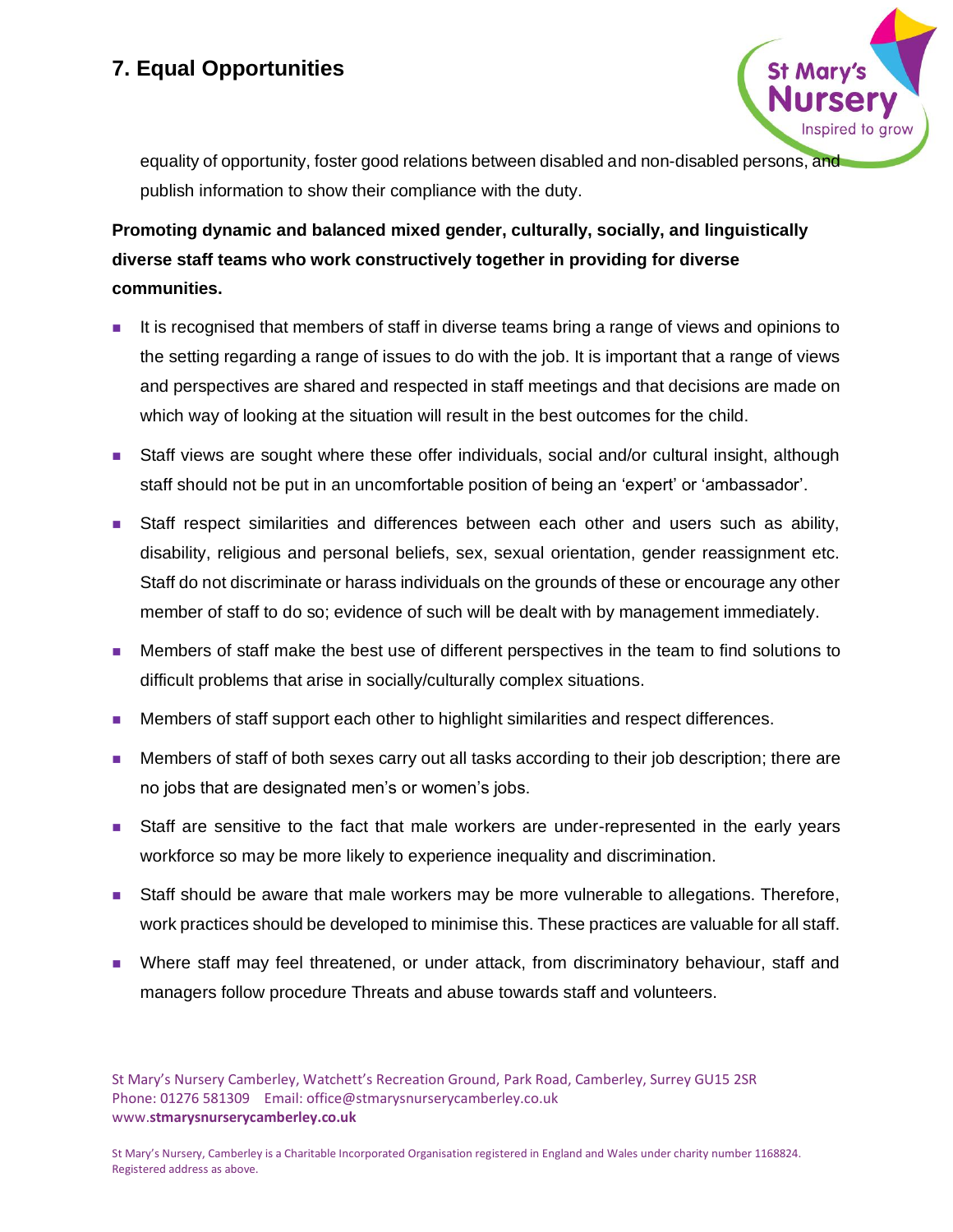equality of opportunity, foster good relations between disabled and non-disabled persons, and publish information to show their compliance with the duty.

**Promoting dynamic and balanced mixed gender, culturally, socially, and linguistically diverse staff teams who work constructively together in providing for diverse communities.**

- It is recognised that members of staff in diverse teams bring a range of views and opinions to the setting regarding a range of issues to do with the job. It is important that a range of views and perspectives are shared and respected in staff meetings and that decisions are made on which way of looking at the situation will result in the best outcomes for the child.
- Staff views are sought where these offer individuals, social and/or cultural insight, although staff should not be put in an uncomfortable position of being an 'expert' or 'ambassador'.
- Staff respect similarities and differences between each other and users such as ability, disability, religious and personal beliefs, sex, sexual orientation, gender reassignment etc. Staff do not discriminate or harass individuals on the grounds of these or encourage any other member of staff to do so; evidence of such will be dealt with by management immediately.
- Members of staff make the best use of different perspectives in the team to find solutions to difficult problems that arise in socially/culturally complex situations.
- Members of staff support each other to highlight similarities and respect differences.
- Members of staff of both sexes carry out all tasks according to their job description; there are no jobs that are designated men's or women's jobs.
- Staff are sensitive to the fact that male workers are under-represented in the early years workforce so may be more likely to experience inequality and discrimination.
- Staff should be aware that male workers may be more vulnerable to allegations. Therefore, work practices should be developed to minimise this. These practices are valuable for all staff.
- Where staff may feel threatened, or under attack, from discriminatory behaviour, staff and managers follow procedure Threats and abuse towards staff and volunteers.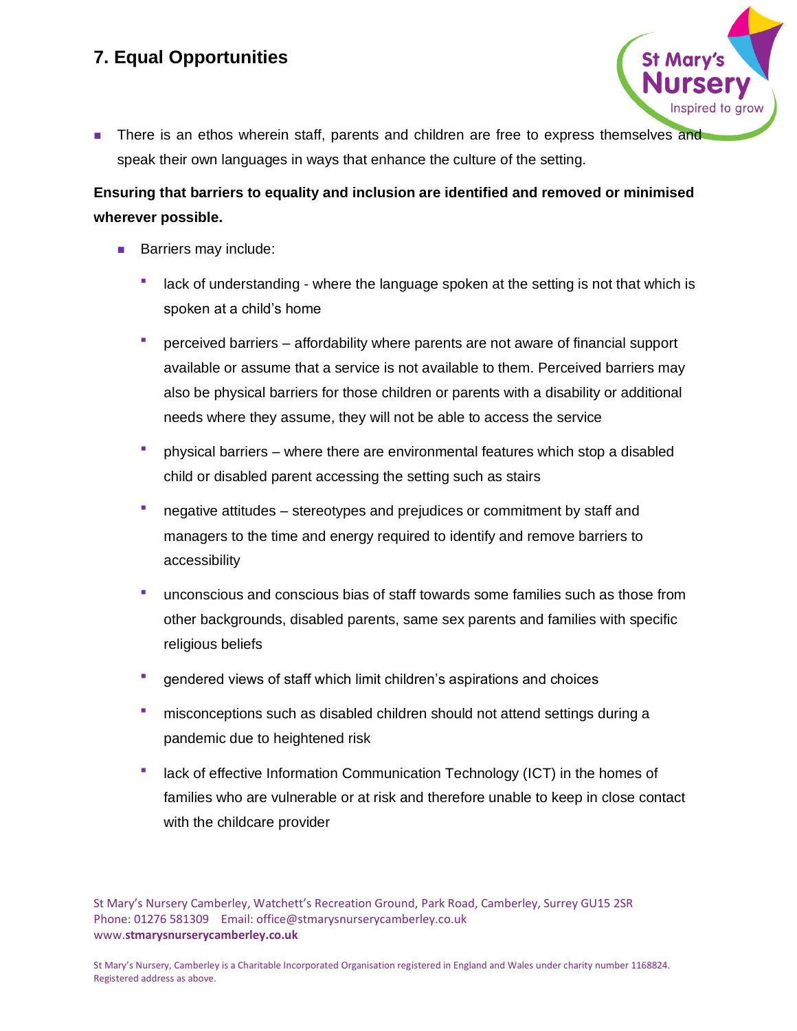## 7. Equal Opportunities

- There is an ethos wherein staff, parents and children are free to express themselves and speak their own languages in ways that enhance the culture of the setting.

**Ensuring that barriers to equality and inclusion are identified and removed or minimised wherever possible.**

- Barriers may include:
  - lack of understanding - where the language spoken at the setting is not that which is spoken at a child's home
  - perceived barriers – affordability where parents are not aware of financial support available or assume that a service is not available to them. Perceived barriers may also be physical barriers for those children or parents with a disability or additional needs where they assume, they will not be able to access the service
  - physical barriers – where there are environmental features which stop a disabled child or disabled parent accessing the setting such as stairs
  - negative attitudes – stereotypes and prejudices or commitment by staff and managers to the time and energy required to identify and remove barriers to accessibility
  - unconscious and conscious bias of staff towards some families such as those from other backgrounds, disabled parents, same sex parents and families with specific religious beliefs
  - gendered views of staff which limit children's aspirations and choices
  - misconceptions such as disabled children should not attend settings during a pandemic due to heightened risk
  - lack of effective Information Communication Technology (ICT) in the homes of families who are vulnerable or at risk and therefore unable to keep in close contact with the childcare provider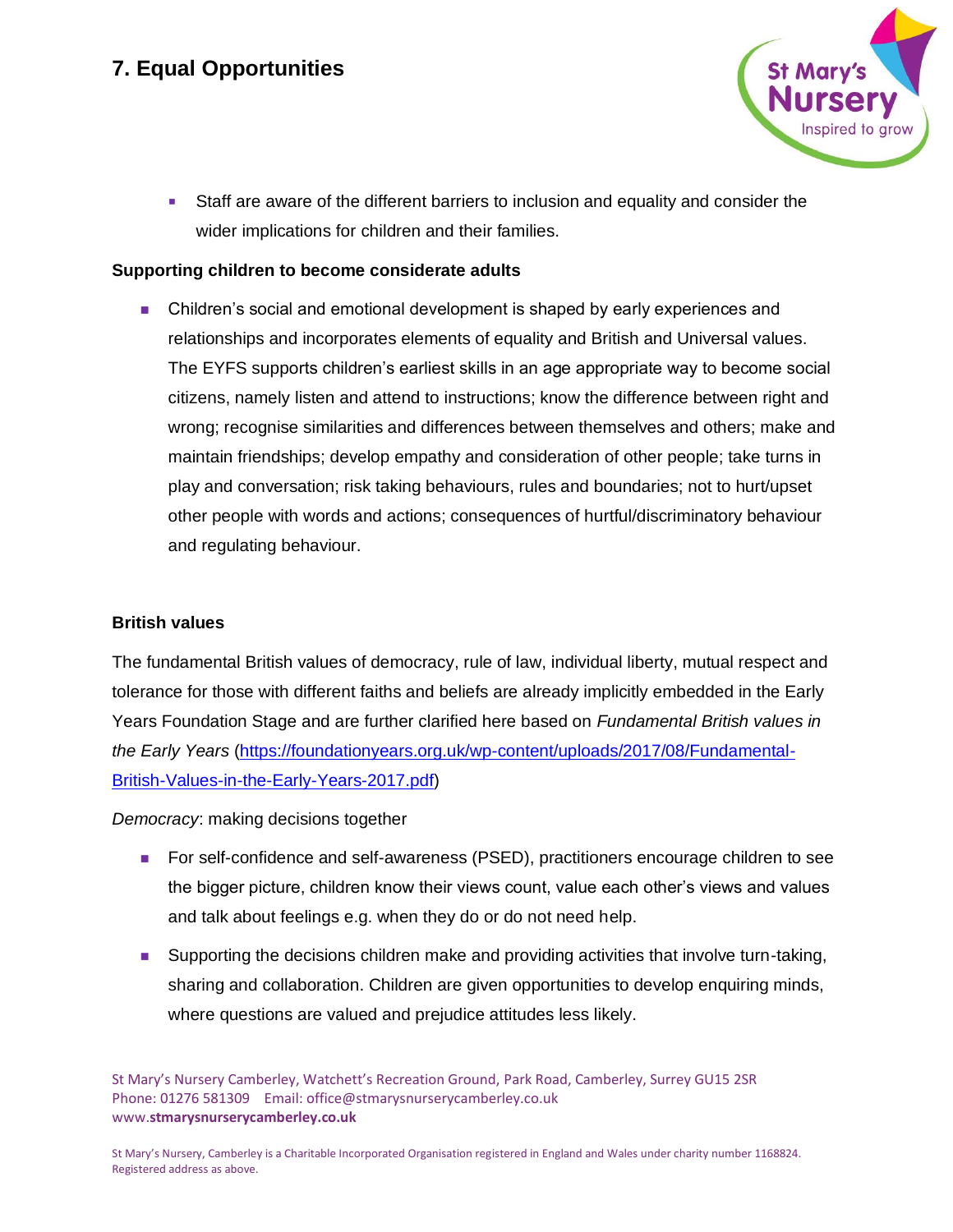# 7. Equal Opportunities

- Staff are aware of the different barriers to inclusion and equality and consider the wider implications for children and their families.

**Supporting children to become considerate adults**

- Children's social and emotional development is shaped by early experiences and relationships and incorporates elements of equality and British and Universal values. The EYFS supports children's earliest skills in an age appropriate way to become social citizens, namely listen and attend to instructions; know the difference between right and wrong; recognise similarities and differences between themselves and others; make and maintain friendships; develop empathy and consideration of other people; take turns in play and conversation; risk taking behaviours, rules and boundaries; not to hurt/upset other people with words and actions; consequences of hurtful/discriminatory behaviour and regulating behaviour.

**British values**

The fundamental British values of democracy, rule of law, individual liberty, mutual respect and tolerance for those with different faiths and beliefs are already implicitly embedded in the Early Years Foundation Stage and are further clarified here based on *Fundamental British values in the Early Years* (https://foundationyears.org.uk/wp-content/uploads/2017/08/Fundamental-British-Values-in-the-Early-Years-2017.pdf)

*Democracy*: making decisions together

- For self-confidence and self-awareness (PSED), practitioners encourage children to see the bigger picture, children know their views count, value each other's views and values and talk about feelings e.g. when they do or do not need help.
- Supporting the decisions children make and providing activities that involve turn-taking, sharing and collaboration. Children are given opportunities to develop enquiring minds, where questions are valued and prejudice attitudes less likely.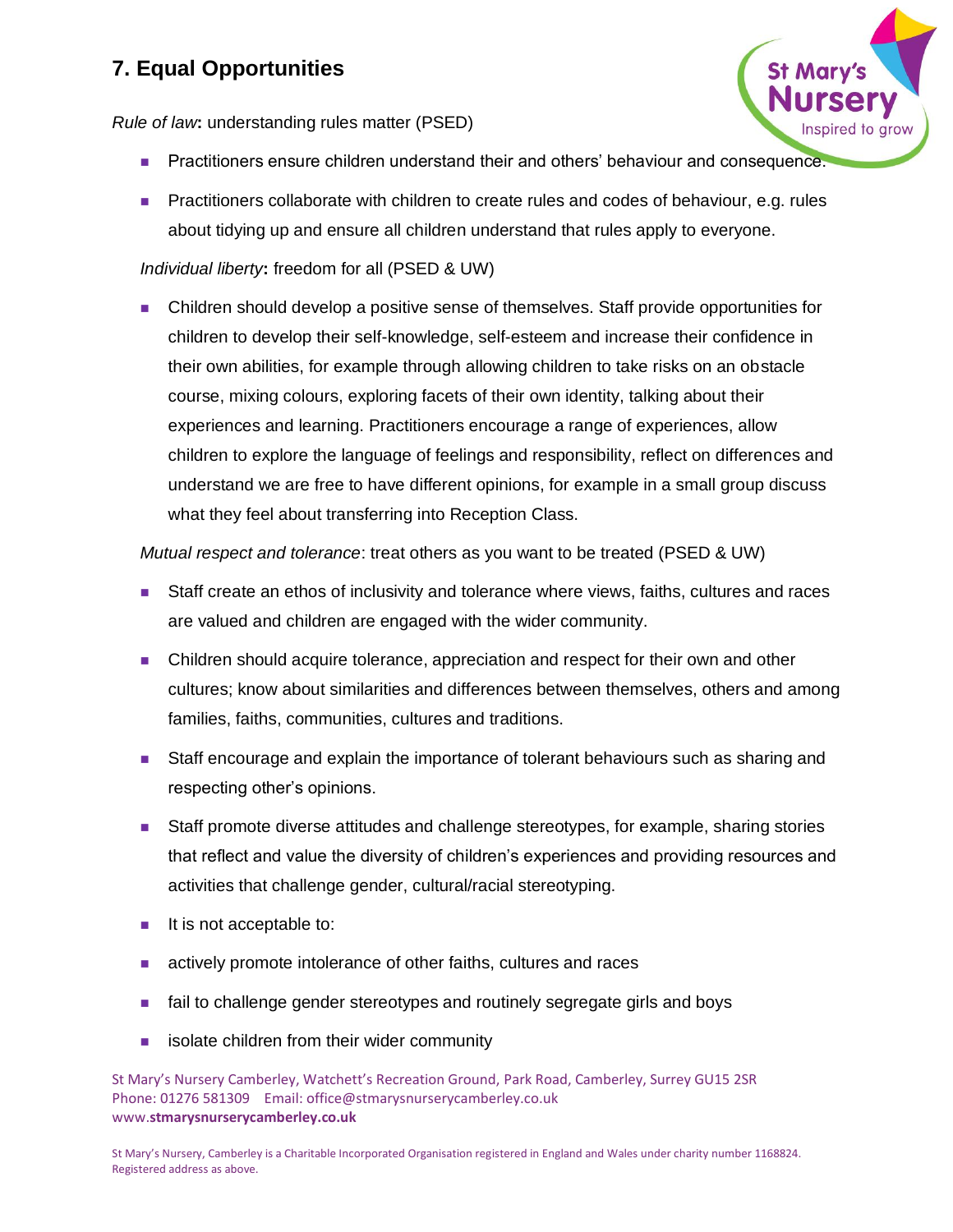## 7. Equal Opportunities

*Rule of law***:** understanding rules matter (PSED)

- Practitioners ensure children understand their and others' behaviour and consequence.
- Practitioners collaborate with children to create rules and codes of behaviour, e.g. rules about tidying up and ensure all children understand that rules apply to everyone.

*Individual liberty***:** freedom for all (PSED & UW)

- Children should develop a positive sense of themselves. Staff provide opportunities for children to develop their self-knowledge, self-esteem and increase their confidence in their own abilities, for example through allowing children to take risks on an obstacle course, mixing colours, exploring facets of their own identity, talking about their experiences and learning. Practitioners encourage a range of experiences, allow children to explore the language of feelings and responsibility, reflect on differences and understand we are free to have different opinions, for example in a small group discuss what they feel about transferring into Reception Class.

*Mutual respect and tolerance*: treat others as you want to be treated (PSED & UW)

- Staff create an ethos of inclusivity and tolerance where views, faiths, cultures and races are valued and children are engaged with the wider community.
- Children should acquire tolerance, appreciation and respect for their own and other cultures; know about similarities and differences between themselves, others and among families, faiths, communities, cultures and traditions.
- Staff encourage and explain the importance of tolerant behaviours such as sharing and respecting other's opinions.
- Staff promote diverse attitudes and challenge stereotypes, for example, sharing stories that reflect and value the diversity of children's experiences and providing resources and activities that challenge gender, cultural/racial stereotyping.
- It is not acceptable to:
- actively promote intolerance of other faiths, cultures and races
- fail to challenge gender stereotypes and routinely segregate girls and boys
- isolate children from their wider community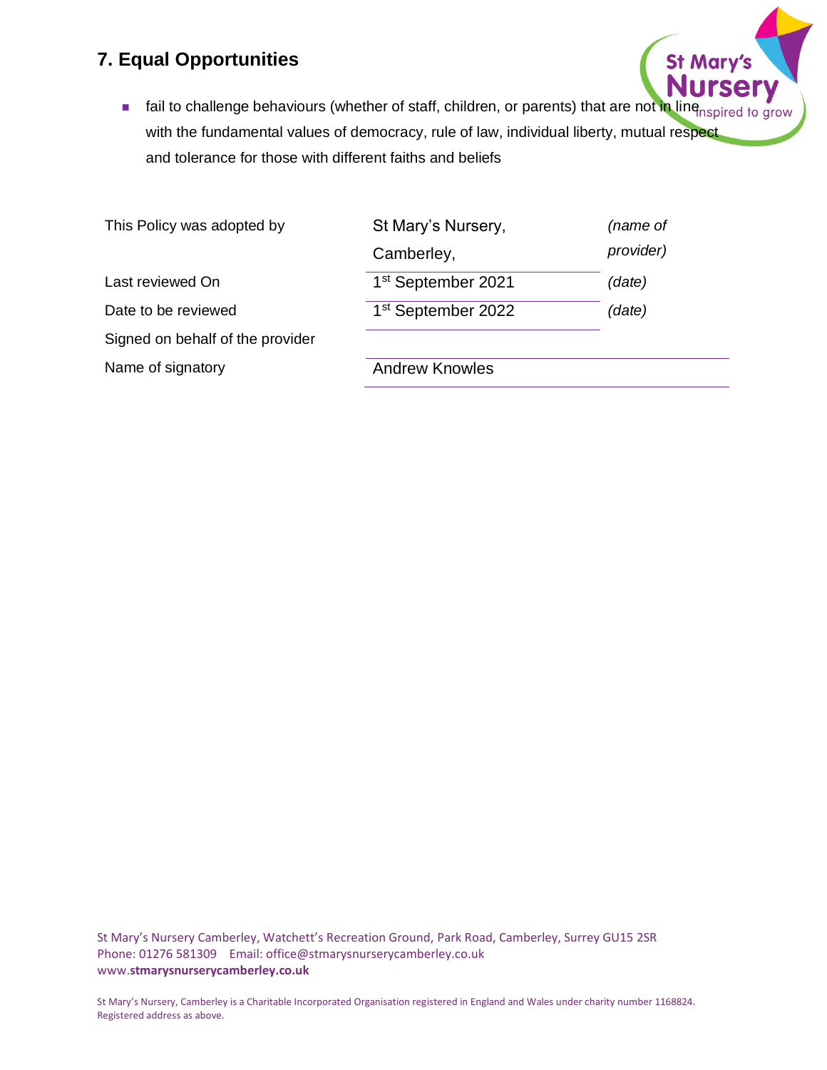## 7. Equal Opportunities

- fail to challenge behaviours (whether of staff, children, or parents) that are not in line with the fundamental values of democracy, rule of law, individual liberty, mutual respect and tolerance for those with different faiths and beliefs

| | | |
|---|---|---|
| This Policy was adopted by | St Mary's Nursery, Camberley, | *(name of provider)* |
| Last reviewed On | 1st September 2021 | *(date)* |
| Date to be reviewed | 1st September 2022 | *(date)* |
| Signed on behalf of the provider | | |
| Name of signatory | Andrew Knowles | |

St Mary's Nursery Camberley, Watchett's Recreation Ground, Park Road, Camberley, Surrey GU15 2SR
Phone: 01276 581309 Email: office@stmarysnurserycamberley.co.uk
www.**stmarysnurserycamberley.co.uk**

St Mary's Nursery, Camberley is a Charitable Incorporated Organisation registered in England and Wales under charity number 1168824. Registered address as above.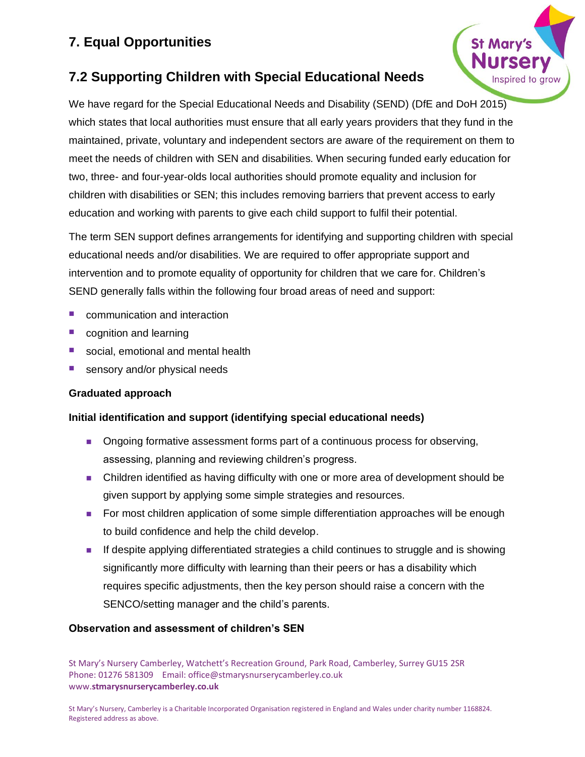# 7. Equal Opportunities

## 7.2 Supporting Children with Special Educational Needs

We have regard for the Special Educational Needs and Disability (SEND) (DfE and DoH 2015) which states that local authorities must ensure that all early years providers that they fund in the maintained, private, voluntary and independent sectors are aware of the requirement on them to meet the needs of children with SEN and disabilities. When securing funded early education for two, three- and four-year-olds local authorities should promote equality and inclusion for children with disabilities or SEN; this includes removing barriers that prevent access to early education and working with parents to give each child support to fulfil their potential.

The term SEN support defines arrangements for identifying and supporting children with special educational needs and/or disabilities. We are required to offer appropriate support and intervention and to promote equality of opportunity for children that we care for. Children's SEND generally falls within the following four broad areas of need and support:

- communication and interaction
- cognition and learning
- social, emotional and mental health
- sensory and/or physical needs

**Graduated approach**

**Initial identification and support (identifying special educational needs)**

- Ongoing formative assessment forms part of a continuous process for observing, assessing, planning and reviewing children's progress.
- Children identified as having difficulty with one or more area of development should be given support by applying some simple strategies and resources.
- For most children application of some simple differentiation approaches will be enough to build confidence and help the child develop.
- If despite applying differentiated strategies a child continues to struggle and is showing significantly more difficulty with learning than their peers or has a disability which requires specific adjustments, then the key person should raise a concern with the SENCO/setting manager and the child's parents.

**Observation and assessment of children's SEN**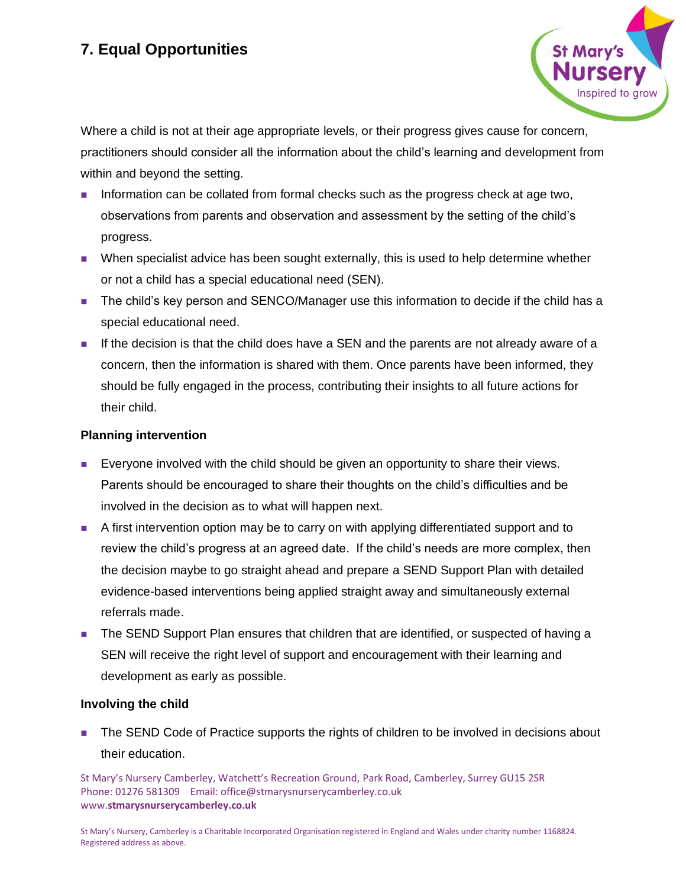## 7. Equal Opportunities

Where a child is not at their age appropriate levels, or their progress gives cause for concern, practitioners should consider all the information about the child's learning and development from within and beyond the setting.

- Information can be collated from formal checks such as the progress check at age two, observations from parents and observation and assessment by the setting of the child's progress.
- When specialist advice has been sought externally, this is used to help determine whether or not a child has a special educational need (SEN).
- The child's key person and SENCO/Manager use this information to decide if the child has a special educational need.
- If the decision is that the child does have a SEN and the parents are not already aware of a concern, then the information is shared with them. Once parents have been informed, they should be fully engaged in the process, contributing their insights to all future actions for their child.

### Planning intervention

- Everyone involved with the child should be given an opportunity to share their views. Parents should be encouraged to share their thoughts on the child's difficulties and be involved in the decision as to what will happen next.
- A first intervention option may be to carry on with applying differentiated support and to review the child's progress at an agreed date. If the child's needs are more complex, then the decision maybe to go straight ahead and prepare a SEND Support Plan with detailed evidence-based interventions being applied straight away and simultaneously external referrals made.
- The SEND Support Plan ensures that children that are identified, or suspected of having a SEN will receive the right level of support and encouragement with their learning and development as early as possible.

### Involving the child

- The SEND Code of Practice supports the rights of children to be involved in decisions about their education.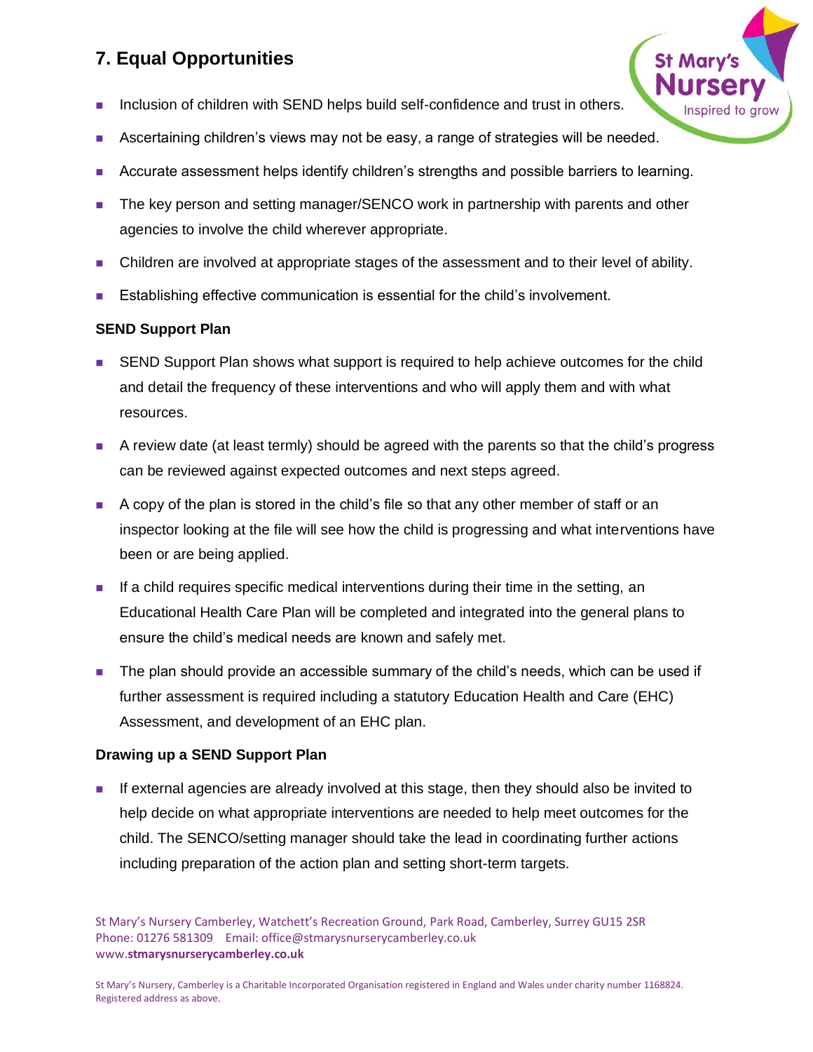## 7. Equal Opportunities

- Inclusion of children with SEND helps build self-confidence and trust in others.
- Ascertaining children's views may not be easy, a range of strategies will be needed.
- Accurate assessment helps identify children's strengths and possible barriers to learning.
- The key person and setting manager/SENCO work in partnership with parents and other agencies to involve the child wherever appropriate.
- Children are involved at appropriate stages of the assessment and to their level of ability.
- Establishing effective communication is essential for the child's involvement.

**SEND Support Plan**

- SEND Support Plan shows what support is required to help achieve outcomes for the child and detail the frequency of these interventions and who will apply them and with what resources.
- A review date (at least termly) should be agreed with the parents so that the child's progress can be reviewed against expected outcomes and next steps agreed.
- A copy of the plan is stored in the child's file so that any other member of staff or an inspector looking at the file will see how the child is progressing and what interventions have been or are being applied.
- If a child requires specific medical interventions during their time in the setting, an Educational Health Care Plan will be completed and integrated into the general plans to ensure the child's medical needs are known and safely met.
- The plan should provide an accessible summary of the child's needs, which can be used if further assessment is required including a statutory Education Health and Care (EHC) Assessment, and development of an EHC plan.

**Drawing up a SEND Support Plan**

- If external agencies are already involved at this stage, then they should also be invited to help decide on what appropriate interventions are needed to help meet outcomes for the child. The SENCO/setting manager should take the lead in coordinating further actions including preparation of the action plan and setting short-term targets.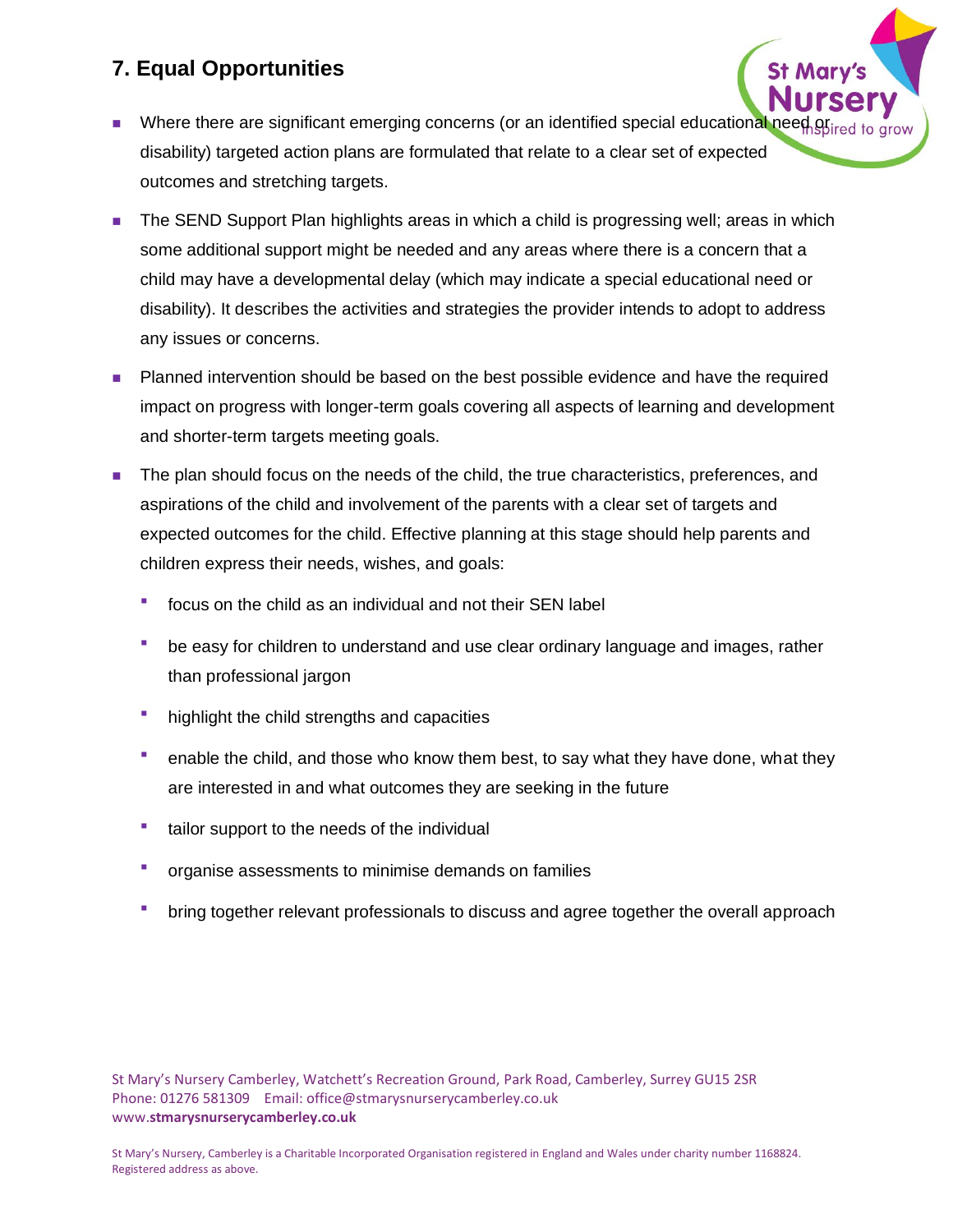## 7. Equal Opportunities

- Where there are significant emerging concerns (or an identified special educational need or disability) targeted action plans are formulated that relate to a clear set of expected outcomes and stretching targets.
- The SEND Support Plan highlights areas in which a child is progressing well; areas in which some additional support might be needed and any areas where there is a concern that a child may have a developmental delay (which may indicate a special educational need or disability). It describes the activities and strategies the provider intends to adopt to address any issues or concerns.
- Planned intervention should be based on the best possible evidence and have the required impact on progress with longer-term goals covering all aspects of learning and development and shorter-term targets meeting goals.
- The plan should focus on the needs of the child, the true characteristics, preferences, and aspirations of the child and involvement of the parents with a clear set of targets and expected outcomes for the child. Effective planning at this stage should help parents and children express their needs, wishes, and goals:
  - focus on the child as an individual and not their SEN label
  - be easy for children to understand and use clear ordinary language and images, rather than professional jargon
  - highlight the child strengths and capacities
  - enable the child, and those who know them best, to say what they have done, what they are interested in and what outcomes they are seeking in the future
  - tailor support to the needs of the individual
  - organise assessments to minimise demands on families
  - bring together relevant professionals to discuss and agree together the overall approach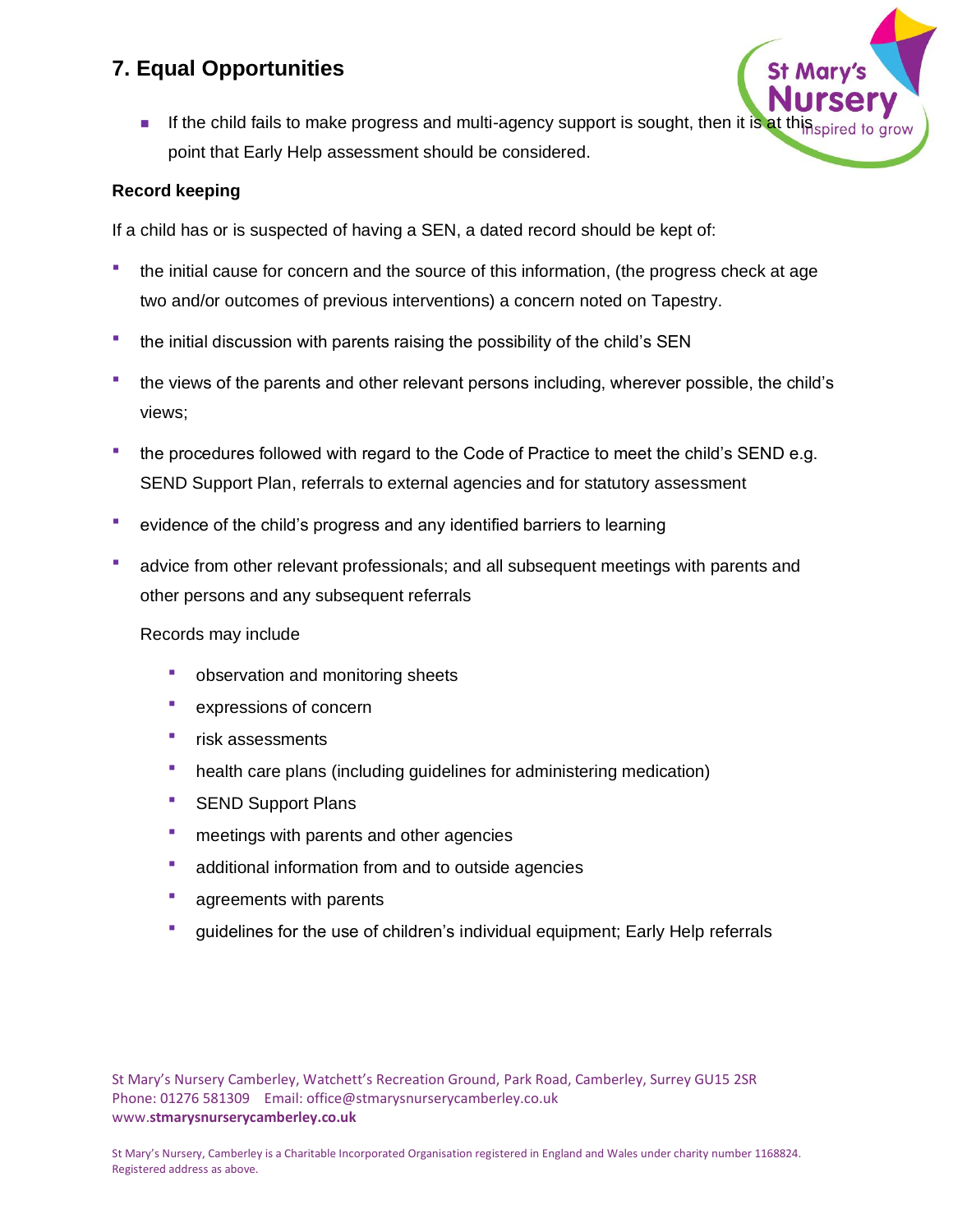## 7. Equal Opportunities

- If the child fails to make progress and multi-agency support is sought, then it is at this point that Early Help assessment should be considered.

**Record keeping**

If a child has or is suspected of having a SEN, a dated record should be kept of:

- the initial cause for concern and the source of this information, (the progress check at age two and/or outcomes of previous interventions) a concern noted on Tapestry.
- the initial discussion with parents raising the possibility of the child's SEN
- the views of the parents and other relevant persons including, wherever possible, the child's views;
- the procedures followed with regard to the Code of Practice to meet the child's SEND e.g. SEND Support Plan, referrals to external agencies and for statutory assessment
- evidence of the child's progress and any identified barriers to learning
- advice from other relevant professionals; and all subsequent meetings with parents and other persons and any subsequent referrals

  Records may include

  - observation and monitoring sheets
  - expressions of concern
  - risk assessments
  - health care plans (including guidelines for administering medication)
  - SEND Support Plans
  - meetings with parents and other agencies
  - additional information from and to outside agencies
  - agreements with parents
  - guidelines for the use of children's individual equipment; Early Help referrals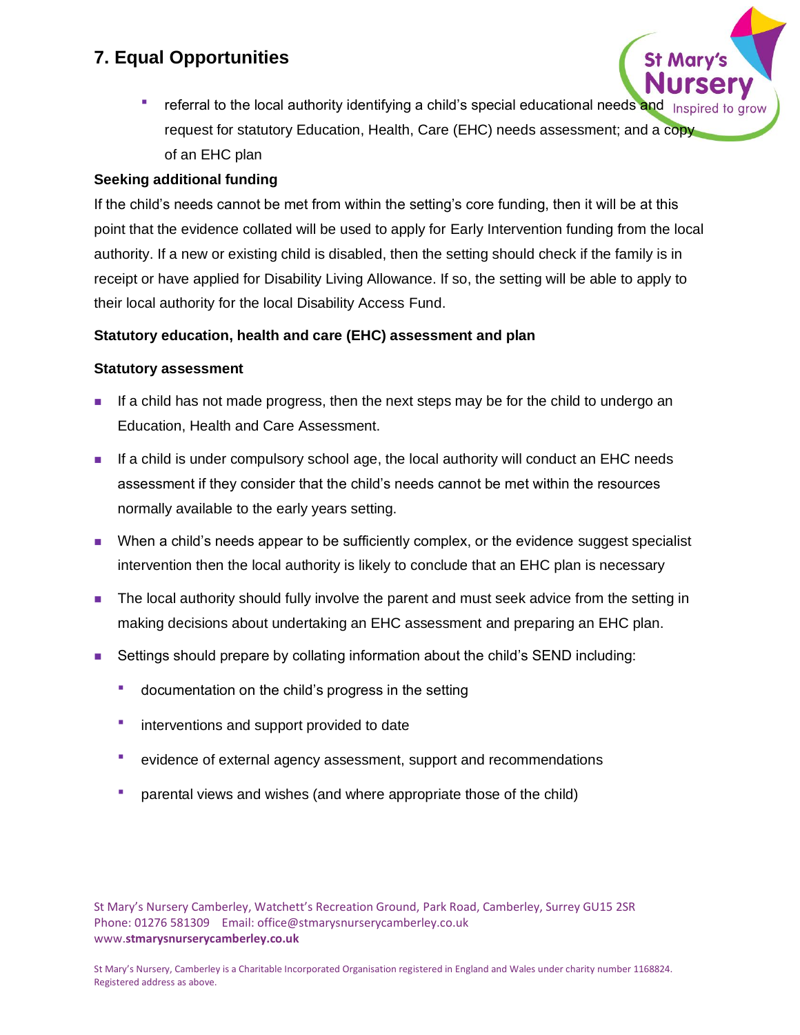## 7. Equal Opportunities

- referral to the local authority identifying a child's special educational needs and request for statutory Education, Health, Care (EHC) needs assessment; and a copy of an EHC plan

**Seeking additional funding**

If the child's needs cannot be met from within the setting's core funding, then it will be at this point that the evidence collated will be used to apply for Early Intervention funding from the local authority. If a new or existing child is disabled, then the setting should check if the family is in receipt or have applied for Disability Living Allowance. If so, the setting will be able to apply to their local authority for the local Disability Access Fund.

**Statutory education, health and care (EHC) assessment and plan**

**Statutory assessment**

- If a child has not made progress, then the next steps may be for the child to undergo an Education, Health and Care Assessment.
- If a child is under compulsory school age, the local authority will conduct an EHC needs assessment if they consider that the child's needs cannot be met within the resources normally available to the early years setting.
- When a child's needs appear to be sufficiently complex, or the evidence suggest specialist intervention then the local authority is likely to conclude that an EHC plan is necessary
- The local authority should fully involve the parent and must seek advice from the setting in making decisions about undertaking an EHC assessment and preparing an EHC plan.
- Settings should prepare by collating information about the child's SEND including:
  - documentation on the child's progress in the setting
  - interventions and support provided to date
  - evidence of external agency assessment, support and recommendations
  - parental views and wishes (and where appropriate those of the child)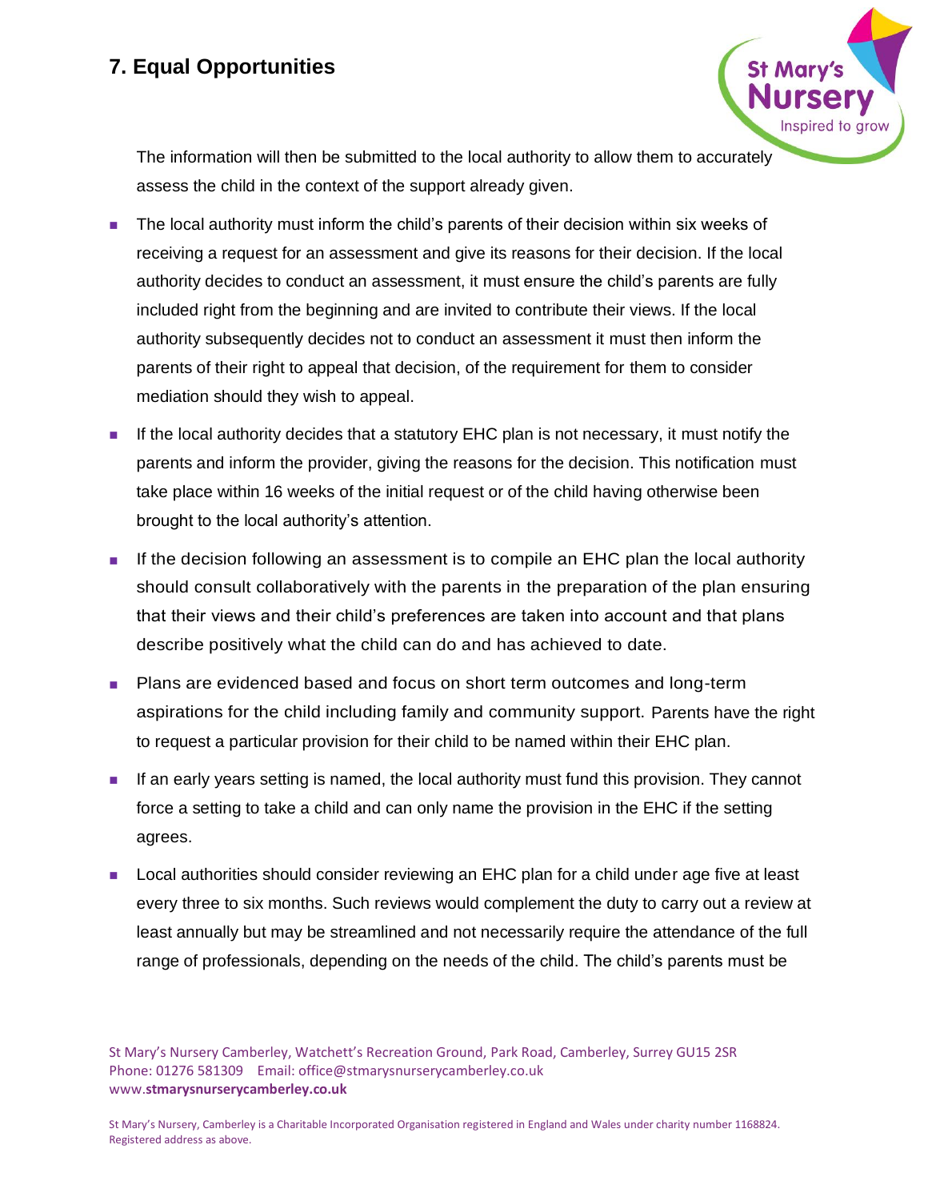## 7. Equal Opportunities

The information will then be submitted to the local authority to allow them to accurately assess the child in the context of the support already given.

- The local authority must inform the child's parents of their decision within six weeks of receiving a request for an assessment and give its reasons for their decision. If the local authority decides to conduct an assessment, it must ensure the child's parents are fully included right from the beginning and are invited to contribute their views. If the local authority subsequently decides not to conduct an assessment it must then inform the parents of their right to appeal that decision, of the requirement for them to consider mediation should they wish to appeal.
- If the local authority decides that a statutory EHC plan is not necessary, it must notify the parents and inform the provider, giving the reasons for the decision. This notification must take place within 16 weeks of the initial request or of the child having otherwise been brought to the local authority's attention.
- If the decision following an assessment is to compile an EHC plan the local authority should consult collaboratively with the parents in the preparation of the plan ensuring that their views and their child's preferences are taken into account and that plans describe positively what the child can do and has achieved to date.
- Plans are evidenced based and focus on short term outcomes and long-term aspirations for the child including family and community support. Parents have the right to request a particular provision for their child to be named within their EHC plan.
- If an early years setting is named, the local authority must fund this provision. They cannot force a setting to take a child and can only name the provision in the EHC if the setting agrees.
- Local authorities should consider reviewing an EHC plan for a child under age five at least every three to six months. Such reviews would complement the duty to carry out a review at least annually but may be streamlined and not necessarily require the attendance of the full range of professionals, depending on the needs of the child. The child's parents must be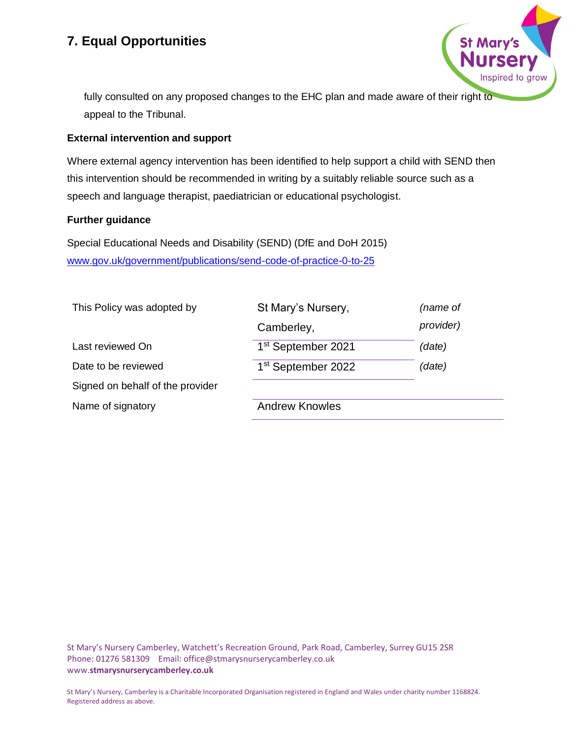fully consulted on any proposed changes to the EHC plan and made aware of their right to appeal to the Tribunal.

**External intervention and support**

Where external agency intervention has been identified to help support a child with SEND then this intervention should be recommended in writing by a suitably reliable source such as a speech and language therapist, paediatrician or educational psychologist.

**Further guidance**

Special Educational Needs and Disability (SEND) (DfE and DoH 2015)
www.gov.uk/government/publications/send-code-of-practice-0-to-25

| | | |
|---|---|---|
| This Policy was adopted by | St Mary's Nursery, Camberley, | *(name of provider)* |
| Last reviewed On | 1st September 2021 | *(date)* |
| Date to be reviewed | 1st September 2022 | *(date)* |
| Signed on behalf of the provider | | |
| Name of signatory | Andrew Knowles | |

St Mary's Nursery Camberley, Watchett's Recreation Ground, Park Road, Camberley, Surrey GU15 2SR
Phone: 01276 581309 Email: office@stmarysnurserycamberley.co.uk
www.**stmarysnurserycamberley.co.uk**

St Mary's Nursery, Camberley is a Charitable Incorporated Organisation registered in England and Wales under charity number 1168824. Registered address as above.